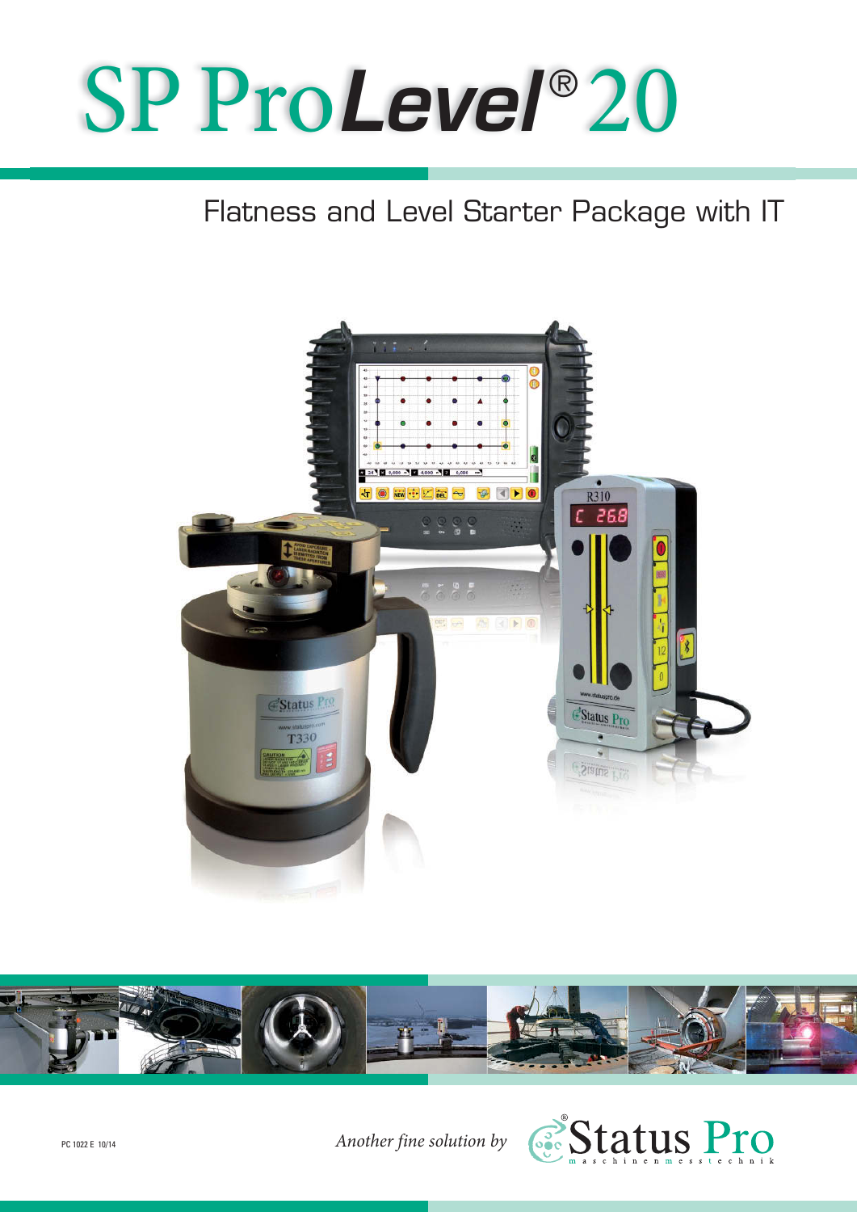# SP Pro*Level*® 20

## Flatness and Level Starter Package with IT

PC 1022 E 10/14

*Another fine solution by* Status Pro maschinenmesstechnik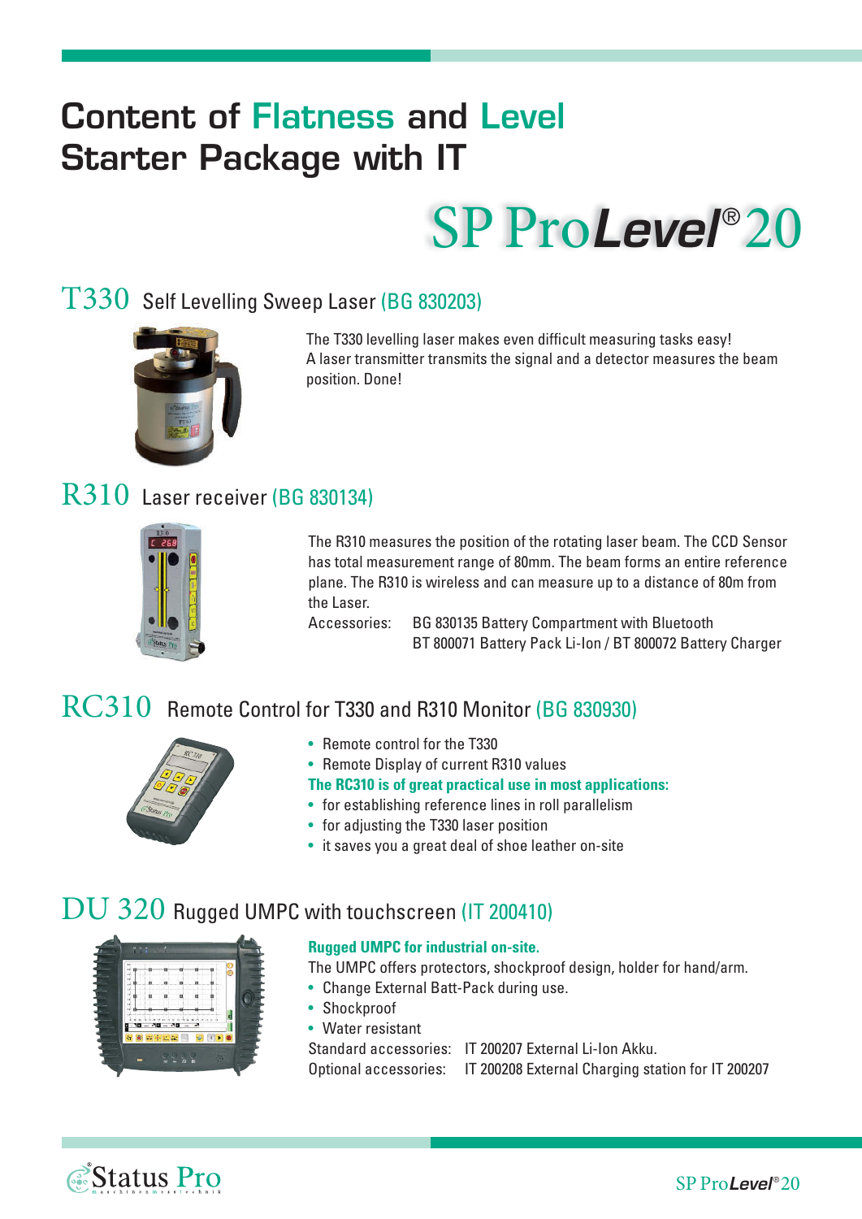# Content of Flatness and Level Starter Package with IT

## SP ProLevel® 20

### T330 Self Levelling Sweep Laser (BG 830203)

The T330 levelling laser makes even difficult measuring tasks easy! A laser transmitter transmits the signal and a detector measures the beam position. Done!

### R310 Laser receiver (BG 830134)

The R310 measures the position of the rotating laser beam. The CCD Sensor has total measurement range of 80mm. The beam forms an entire reference plane. The R310 is wireless and can measure up to a distance of 80m from the Laser.

Accessories: BG 830135 Battery Compartment with Bluetooth
BT 800071 Battery Pack Li-Ion / BT 800072 Battery Charger

### RC310 Remote Control for T330 and R310 Monitor (BG 830930)

- Remote control for the T330
- Remote Display of current R310 values

**The RC310 is of great practical use in most applications:**

- for establishing reference lines in roll parallelism
- for adjusting the T330 laser position
- it saves you a great deal of shoe leather on-site

### DU 320 Rugged UMPC with touchscreen (IT 200410)

**Rugged UMPC for industrial on-site.**

The UMPC offers protectors, shockproof design, holder for hand/arm.

- Change External Batt-Pack during use.
- Shockproof
- Water resistant

Standard accessories: IT 200207 External Li-Ion Akku.
Optional accessories: IT 200208 External Charging station for IT 200207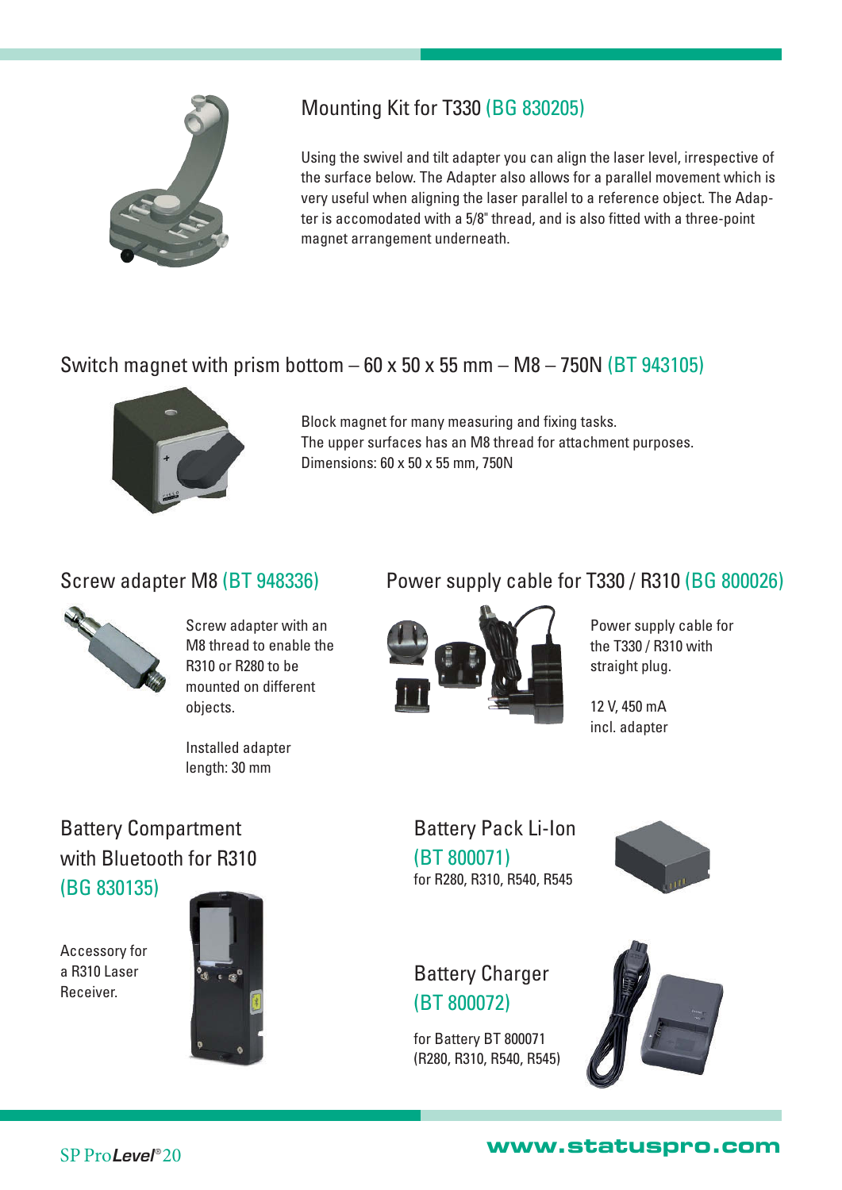## Mounting Kit for T330 (BG 830205)

Using the swivel and tilt adapter you can align the laser level, irrespective of the surface below. The Adapter also allows for a parallel movement which is very useful when aligning the laser parallel to a reference object. The Adapter is accomodated with a 5/8" thread, and is also fitted with a three-point magnet arrangement underneath.

## Switch magnet with prism bottom – 60 x 50 x 55 mm – M8 – 750N (BT 943105)

Block magnet for many measuring and fixing tasks.
The upper surfaces has an M8 thread for attachment purposes.
Dimensions: 60 x 50 x 55 mm, 750N

## Screw adapter M8 (BT 948336)

Screw adapter with an M8 thread to enable the R310 or R280 to be mounted on different objects.

Installed adapter length: 30 mm

## Power supply cable for T330 / R310 (BG 800026)

Power supply cable for the T330 / R310 with straight plug.

12 V, 450 mA
incl. adapter

## Battery Compartment with Bluetooth for R310 (BG 830135)

Accessory for a R310 Laser Receiver.

## Battery Pack Li-Ion (BT 800071)

for R280, R310, R540, R545

## Battery Charger (BT 800072)

for Battery BT 800071 (R280, R310, R540, R545)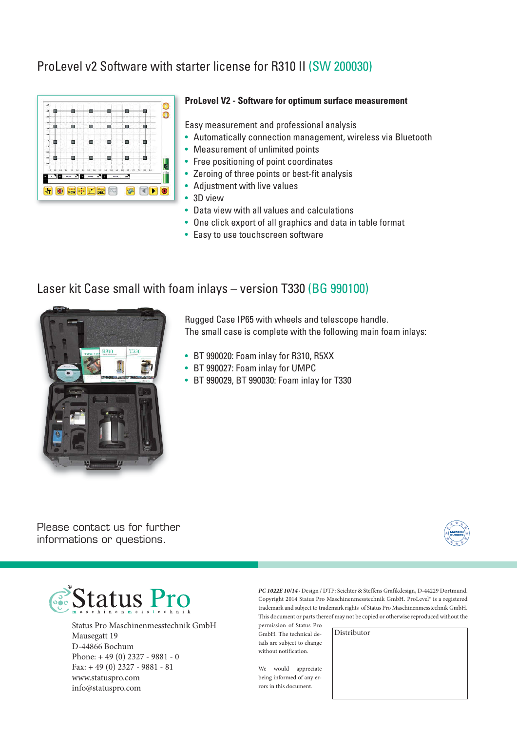## ProLevel v2 Software with starter license for R310 II (SW 200030)

**ProLevel V2 - Software for optimum surface measurement**

Easy measurement and professional analysis

- Automatically connection management, wireless via Bluetooth
- Measurement of unlimited points
- Free positioning of point coordinates
- Zeroing of three points or best-fit analysis
- Adjustment with live values
- 3D view
- Data view with all values and calculations
- One click export of all graphics and data in table format
- Easy to use touchscreen software

## Laser kit Case small with foam inlays – version T330 (BG 990100)

Rugged Case IP65 with wheels and telescope handle.
The small case is complete with the following main foam inlays:

- BT 990020: Foam inlay for R310, R5XX
- BT 990027: Foam inlay for UMPC
- BT 990029, BT 990030: Foam inlay for T330

Please contact us for further informations or questions.

MADE IN EUROPE

Status Pro
maschinenmesstechnik

Status Pro Maschinenmesstechnik GmbH
Mausegatt 19
D-44866 Bochum
Phone: + 49 (0) 2327 - 9881 - 0
Fax: + 49 (0) 2327 - 9881 - 81
www.statuspro.com
info@statuspro.com

***PC 1022E 10/14*** · Design / DTP: Seichter & Steffens Grafikdesign, D-44229 Dortmund. Copyright 2014 Status Pro Maschinenmesstechnik GmbH. ProLevel® is a registered trademark and subject to trademark rights of Status Pro Maschinenmesstechnik GmbH. This document or parts thereof may not be copied or otherwise reproduced without the permission of Status Pro GmbH. The technical details are subject to change without notification.

We would appreciate being informed of any errors in this document.

Distributor